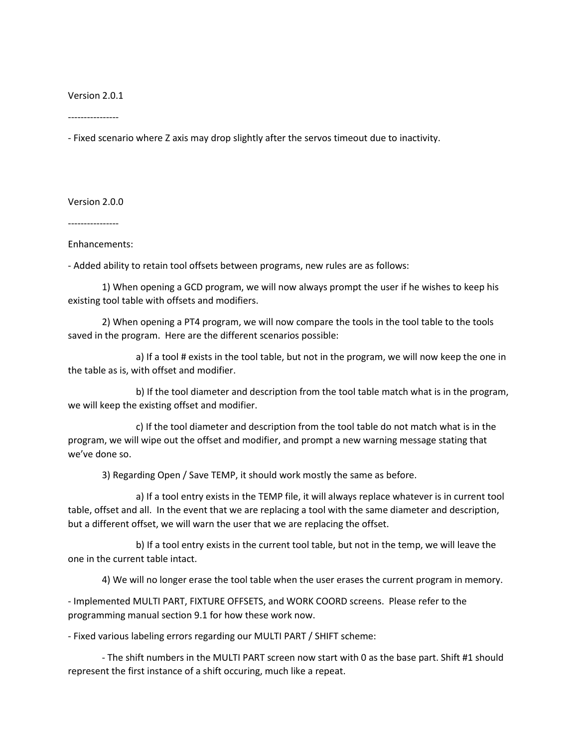Version 2.0.1

----------------

- Fixed scenario where Z axis may drop slightly after the servos timeout due to inactivity.

Version 2.0.0

----------------

Enhancements:

- Added ability to retain tool offsets between programs, new rules are as follows:

  1) When opening a GCD program, we will now always prompt the user if he wishes to keep his existing tool table with offsets and modifiers.

  2) When opening a PT4 program, we will now compare the tools in the tool table to the tools saved in the program. Here are the different scenarios possible:

     a) If a tool # exists in the tool table, but not in the program, we will now keep the one in the table as is, with offset and modifier.

     b) If the tool diameter and description from the tool table match what is in the program, we will keep the existing offset and modifier.

     c) If the tool diameter and description from the tool table do not match what is in the program, we will wipe out the offset and modifier, and prompt a new warning message stating that we've done so.

  3) Regarding Open / Save TEMP, it should work mostly the same as before.

     a) If a tool entry exists in the TEMP file, it will always replace whatever is in current tool table, offset and all. In the event that we are replacing a tool with the same diameter and description, but a different offset, we will warn the user that we are replacing the offset.

     b) If a tool entry exists in the current tool table, but not in the temp, we will leave the one in the current table intact.

  4) We will no longer erase the tool table when the user erases the current program in memory.

- Implemented MULTI PART, FIXTURE OFFSETS, and WORK COORD screens. Please refer to the programming manual section 9.1 for how these work now.

- Fixed various labeling errors regarding our MULTI PART / SHIFT scheme:

  - The shift numbers in the MULTI PART screen now start with 0 as the base part. Shift #1 should represent the first instance of a shift occuring, much like a repeat.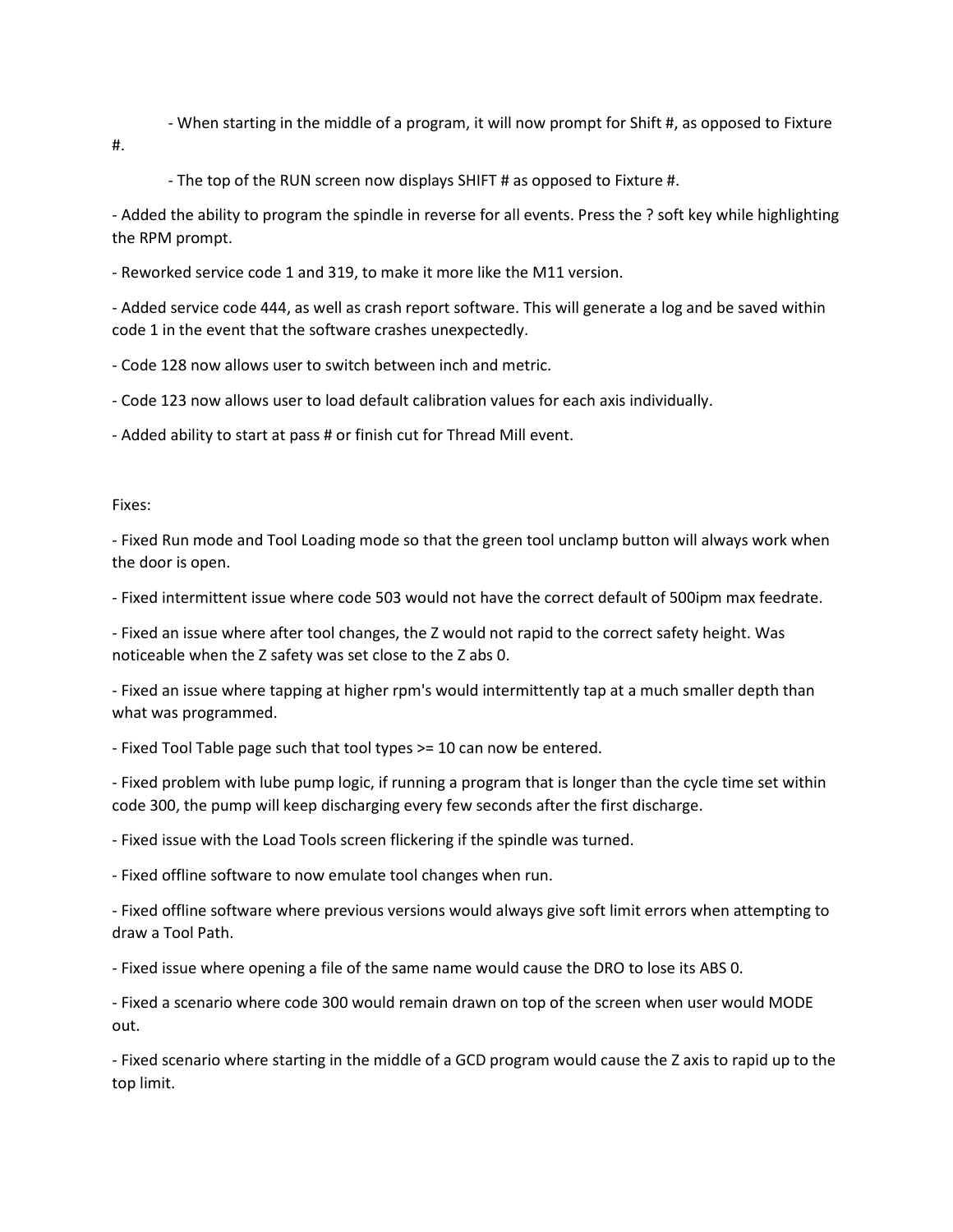- When starting in the middle of a program, it will now prompt for Shift #, as opposed to Fixture #.

    - The top of the RUN screen now displays SHIFT # as opposed to Fixture #.

- Added the ability to program the spindle in reverse for all events. Press the ? soft key while highlighting the RPM prompt.

- Reworked service code 1 and 319, to make it more like the M11 version.

- Added service code 444, as well as crash report software. This will generate a log and be saved within code 1 in the event that the software crashes unexpectedly.

- Code 128 now allows user to switch between inch and metric.

- Code 123 now allows user to load default calibration values for each axis individually.

- Added ability to start at pass # or finish cut for Thread Mill event.

Fixes:

- Fixed Run mode and Tool Loading mode so that the green tool unclamp button will always work when the door is open.

- Fixed intermittent issue where code 503 would not have the correct default of 500ipm max feedrate.

- Fixed an issue where after tool changes, the Z would not rapid to the correct safety height. Was noticeable when the Z safety was set close to the Z abs 0.

- Fixed an issue where tapping at higher rpm's would intermittently tap at a much smaller depth than what was programmed.

- Fixed Tool Table page such that tool types >= 10 can now be entered.

- Fixed problem with lube pump logic, if running a program that is longer than the cycle time set within code 300, the pump will keep discharging every few seconds after the first discharge.

- Fixed issue with the Load Tools screen flickering if the spindle was turned.

- Fixed offline software to now emulate tool changes when run.

- Fixed offline software where previous versions would always give soft limit errors when attempting to draw a Tool Path.

- Fixed issue where opening a file of the same name would cause the DRO to lose its ABS 0.

- Fixed a scenario where code 300 would remain drawn on top of the screen when user would MODE out.

- Fixed scenario where starting in the middle of a GCD program would cause the Z axis to rapid up to the top limit.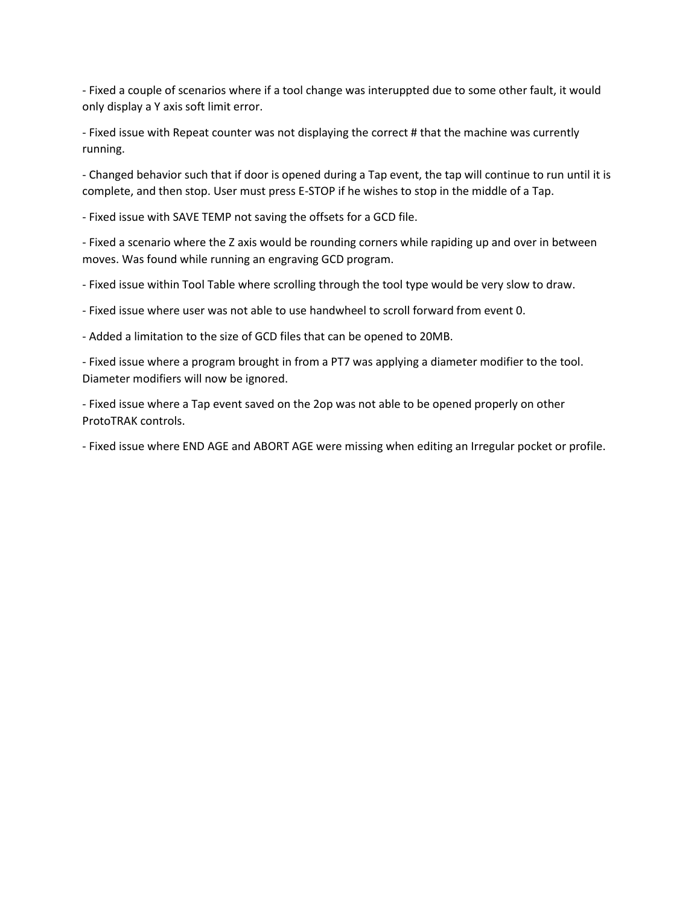- Fixed a couple of scenarios where if a tool change was interuppted due to some other fault, it would only display a Y axis soft limit error.

- Fixed issue with Repeat counter was not displaying the correct # that the machine was currently running.

- Changed behavior such that if door is opened during a Tap event, the tap will continue to run until it is complete, and then stop. User must press E-STOP if he wishes to stop in the middle of a Tap.

- Fixed issue with SAVE TEMP not saving the offsets for a GCD file.

- Fixed a scenario where the Z axis would be rounding corners while rapiding up and over in between moves. Was found while running an engraving GCD program.

- Fixed issue within Tool Table where scrolling through the tool type would be very slow to draw.

- Fixed issue where user was not able to use handwheel to scroll forward from event 0.

- Added a limitation to the size of GCD files that can be opened to 20MB.

- Fixed issue where a program brought in from a PT7 was applying a diameter modifier to the tool. Diameter modifiers will now be ignored.

- Fixed issue where a Tap event saved on the 2op was not able to be opened properly on other ProtoTRAK controls.

- Fixed issue where END AGE and ABORT AGE were missing when editing an Irregular pocket or profile.